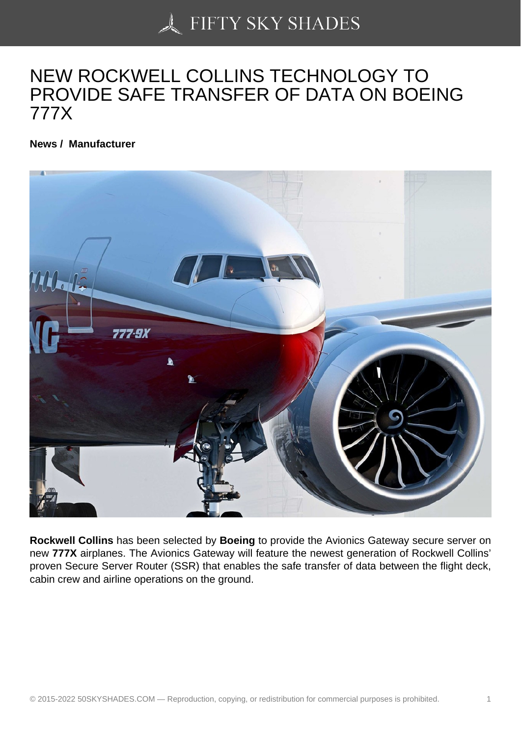# NEW ROCKWELL COLLINS TECHNOLOGY TO PROVIDE SAFE TRANSFER OF DATA ON BOEING 777X

**News / Manufacturer**

**Rockwell Collins** has been selected by **Boeing** to provide the Avionics Gateway secure server on new **777X** airplanes. The Avionics Gateway will feature the newest generation of Rockwell Collins' proven Secure Server Router (SSR) that enables the safe transfer of data between the flight deck, cabin crew and airline operations on the ground.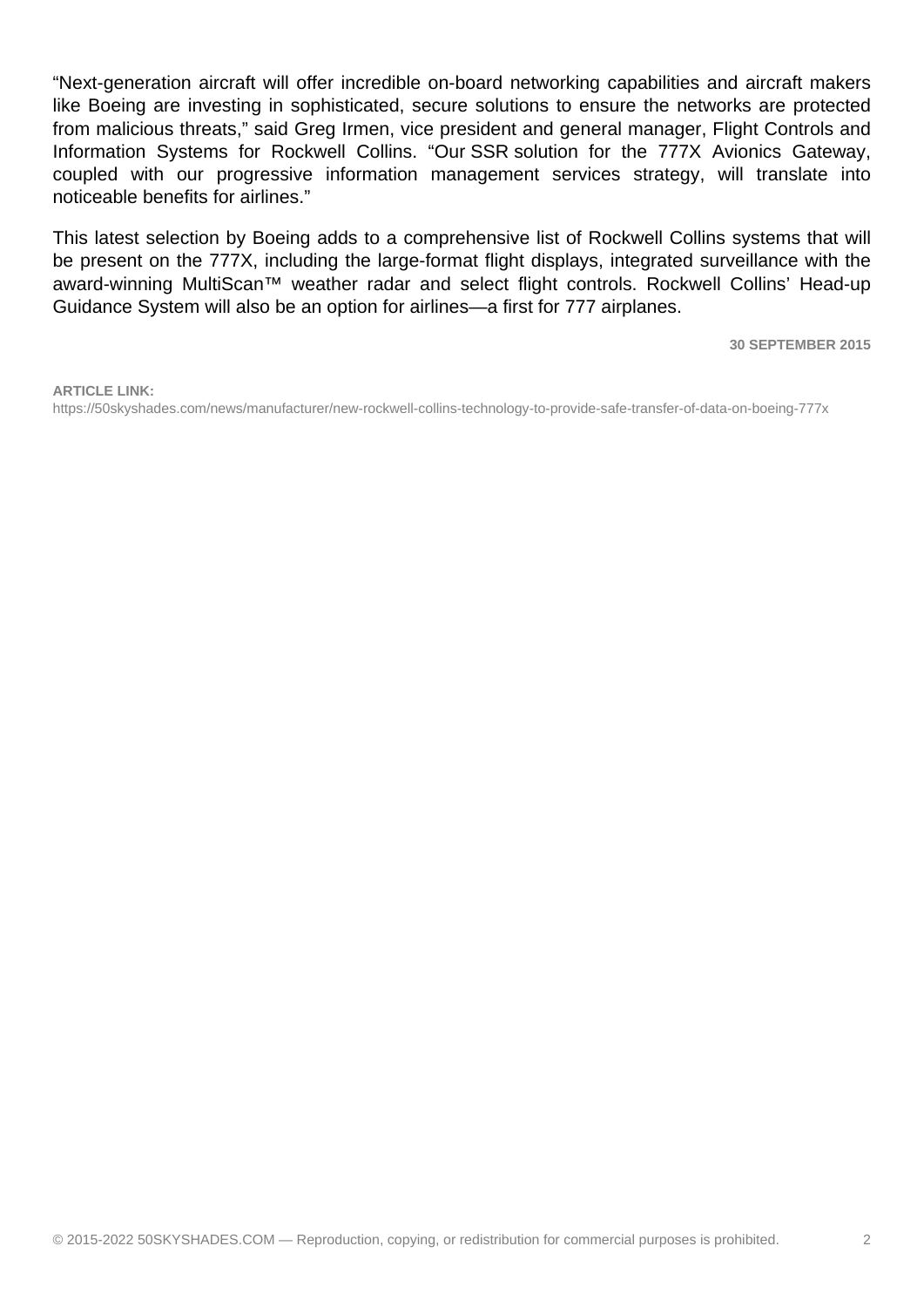“Next-generation aircraft will offer incredible on-board networking capabilities and aircraft makers like Boeing are investing in sophisticated, secure solutions to ensure the networks are protected from malicious threats,” said Greg Irmen, vice president and general manager, Flight Controls and Information Systems for Rockwell Collins. “Our SSR solution for the 777X Avionics Gateway, coupled with our progressive information management services strategy, will translate into noticeable benefits for airlines.”

This latest selection by Boeing adds to a comprehensive list of Rockwell Collins systems that will be present on the 777X, including the large-format flight displays, integrated surveillance with the award-winning MultiScan™ weather radar and select flight controls. Rockwell Collins’ Head-up Guidance System will also be an option for airlines—a first for 777 airplanes.

**30 SEPTEMBER 2015**

**ARTICLE LINK:**
https://50skyshades.com/news/manufacturer/new-rockwell-collins-technology-to-provide-safe-transfer-of-data-on-boeing-777x